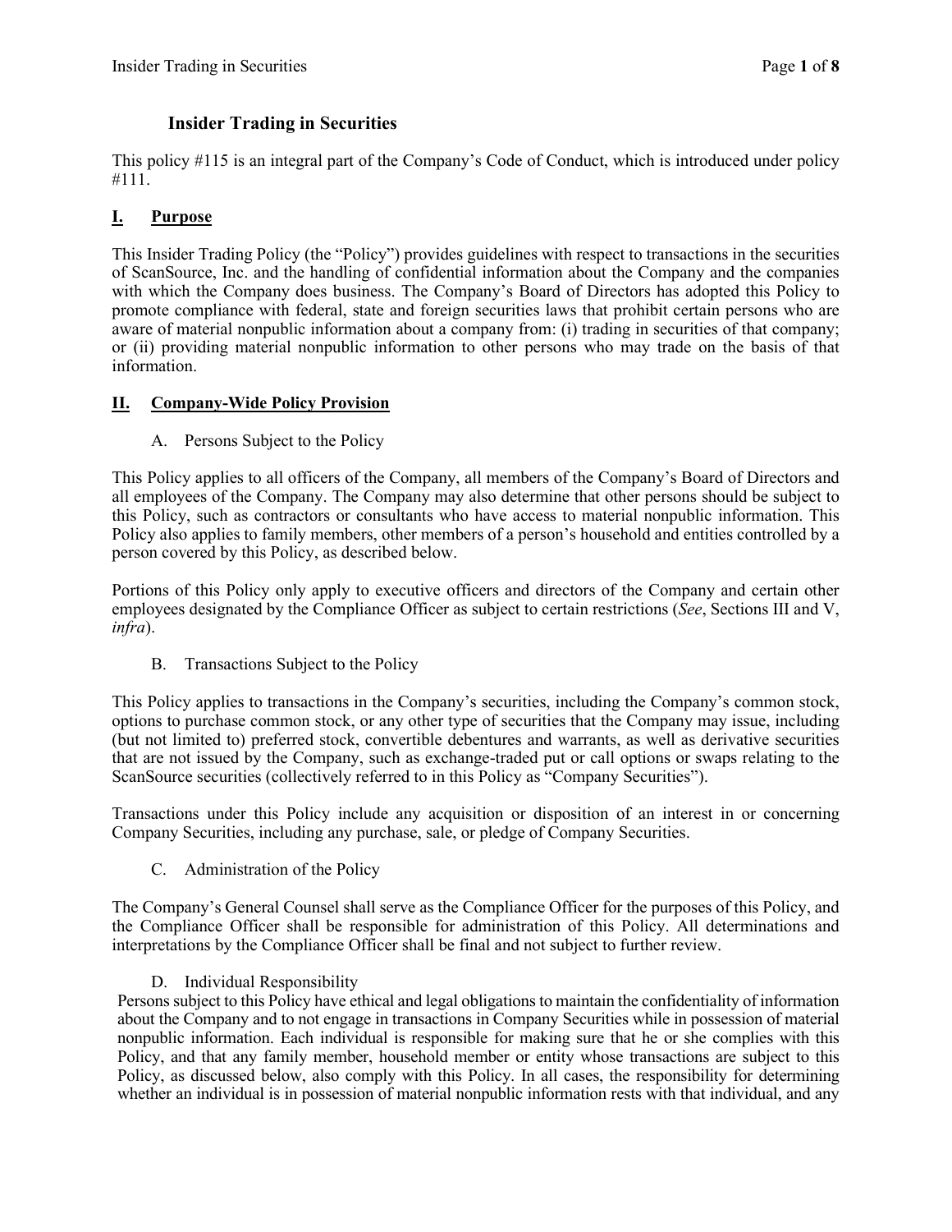# Insider Trading in Securities

This policy #115 is an integral part of the Company's Code of Conduct, which is introduced under policy #111.

## I. Purpose

This Insider Trading Policy (the "Policy") provides guidelines with respect to transactions in the securities of ScanSource, Inc. and the handling of confidential information about the Company and the companies with which the Company does business. The Company's Board of Directors has adopted this Policy to promote compliance with federal, state and foreign securities laws that prohibit certain persons who are aware of material nonpublic information about a company from: (i) trading in securities of that company; or (ii) providing material nonpublic information to other persons who may trade on the basis of that information.

## II. Company-Wide Policy Provision

### A. Persons Subject to the Policy

This Policy applies to all officers of the Company, all members of the Company's Board of Directors and all employees of the Company. The Company may also determine that other persons should be subject to this Policy, such as contractors or consultants who have access to material nonpublic information. This Policy also applies to family members, other members of a person's household and entities controlled by a person covered by this Policy, as described below.

Portions of this Policy only apply to executive officers and directors of the Company and certain other employees designated by the Compliance Officer as subject to certain restrictions (*See*, Sections III and V, *infra*).

### B. Transactions Subject to the Policy

This Policy applies to transactions in the Company's securities, including the Company's common stock, options to purchase common stock, or any other type of securities that the Company may issue, including (but not limited to) preferred stock, convertible debentures and warrants, as well as derivative securities that are not issued by the Company, such as exchange-traded put or call options or swaps relating to the ScanSource securities (collectively referred to in this Policy as "Company Securities").

Transactions under this Policy include any acquisition or disposition of an interest in or concerning Company Securities, including any purchase, sale, or pledge of Company Securities.

### C. Administration of the Policy

The Company's General Counsel shall serve as the Compliance Officer for the purposes of this Policy, and the Compliance Officer shall be responsible for administration of this Policy. All determinations and interpretations by the Compliance Officer shall be final and not subject to further review.

### D. Individual Responsibility

Persons subject to this Policy have ethical and legal obligations to maintain the confidentiality of information about the Company and to not engage in transactions in Company Securities while in possession of material nonpublic information. Each individual is responsible for making sure that he or she complies with this Policy, and that any family member, household member or entity whose transactions are subject to this Policy, as discussed below, also comply with this Policy. In all cases, the responsibility for determining whether an individual is in possession of material nonpublic information rests with that individual, and any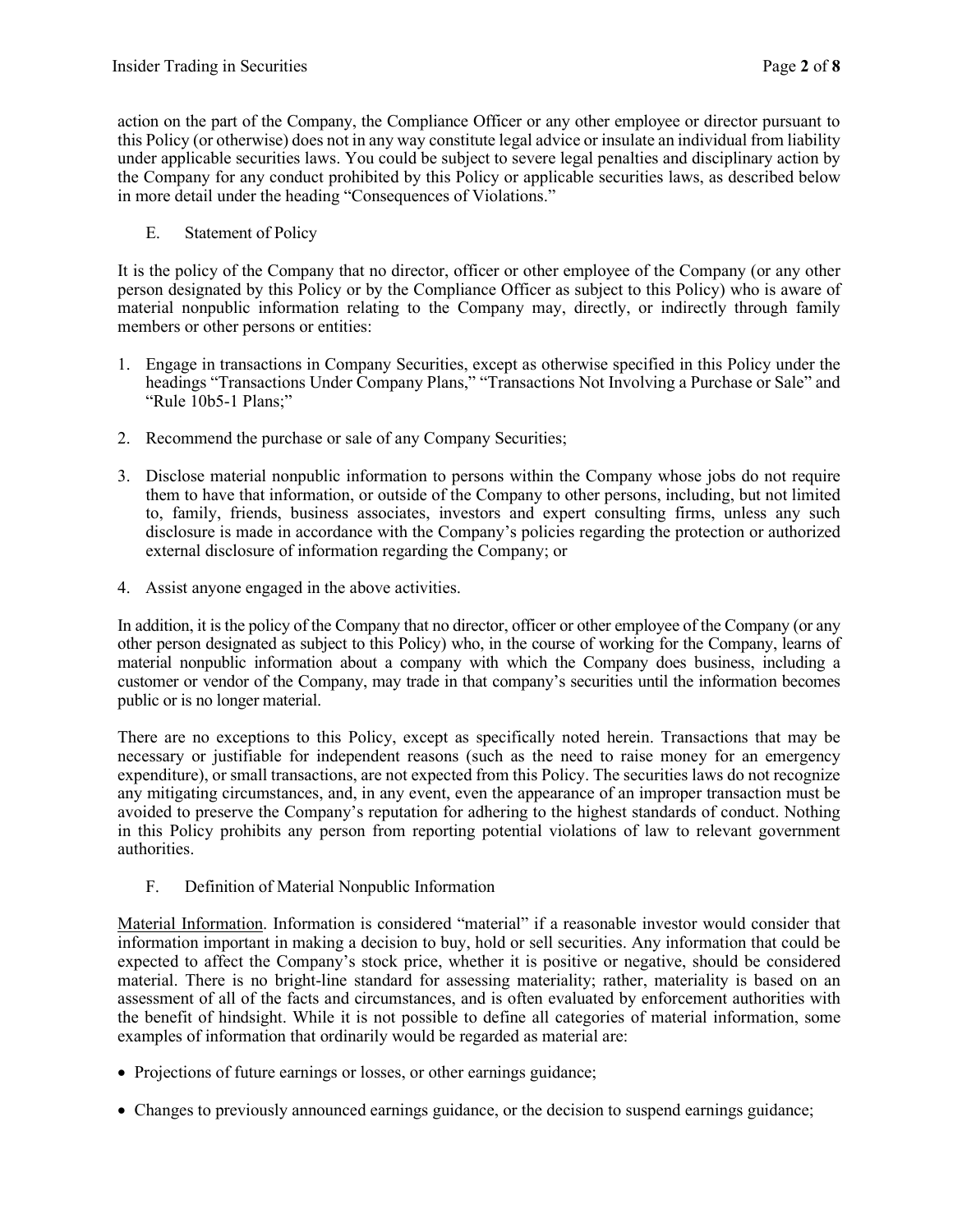action on the part of the Company, the Compliance Officer or any other employee or director pursuant to this Policy (or otherwise) does not in any way constitute legal advice or insulate an individual from liability under applicable securities laws. You could be subject to severe legal penalties and disciplinary action by the Company for any conduct prohibited by this Policy or applicable securities laws, as described below in more detail under the heading "Consequences of Violations."

## E. Statement of Policy

It is the policy of the Company that no director, officer or other employee of the Company (or any other person designated by this Policy or by the Compliance Officer as subject to this Policy) who is aware of material nonpublic information relating to the Company may, directly, or indirectly through family members or other persons or entities:

1. Engage in transactions in Company Securities, except as otherwise specified in this Policy under the headings "Transactions Under Company Plans," "Transactions Not Involving a Purchase or Sale" and "Rule 10b5-1 Plans;"
2. Recommend the purchase or sale of any Company Securities;
3. Disclose material nonpublic information to persons within the Company whose jobs do not require them to have that information, or outside of the Company to other persons, including, but not limited to, family, friends, business associates, investors and expert consulting firms, unless any such disclosure is made in accordance with the Company's policies regarding the protection or authorized external disclosure of information regarding the Company; or
4. Assist anyone engaged in the above activities.

In addition, it is the policy of the Company that no director, officer or other employee of the Company (or any other person designated as subject to this Policy) who, in the course of working for the Company, learns of material nonpublic information about a company with which the Company does business, including a customer or vendor of the Company, may trade in that company's securities until the information becomes public or is no longer material.

There are no exceptions to this Policy, except as specifically noted herein. Transactions that may be necessary or justifiable for independent reasons (such as the need to raise money for an emergency expenditure), or small transactions, are not expected from this Policy. The securities laws do not recognize any mitigating circumstances, and, in any event, even the appearance of an improper transaction must be avoided to preserve the Company's reputation for adhering to the highest standards of conduct. Nothing in this Policy prohibits any person from reporting potential violations of law to relevant government authorities.

## F. Definition of Material Nonpublic Information

Material Information. Information is considered "material" if a reasonable investor would consider that information important in making a decision to buy, hold or sell securities. Any information that could be expected to affect the Company's stock price, whether it is positive or negative, should be considered material. There is no bright-line standard for assessing materiality; rather, materiality is based on an assessment of all of the facts and circumstances, and is often evaluated by enforcement authorities with the benefit of hindsight. While it is not possible to define all categories of material information, some examples of information that ordinarily would be regarded as material are:

- Projections of future earnings or losses, or other earnings guidance;
- Changes to previously announced earnings guidance, or the decision to suspend earnings guidance;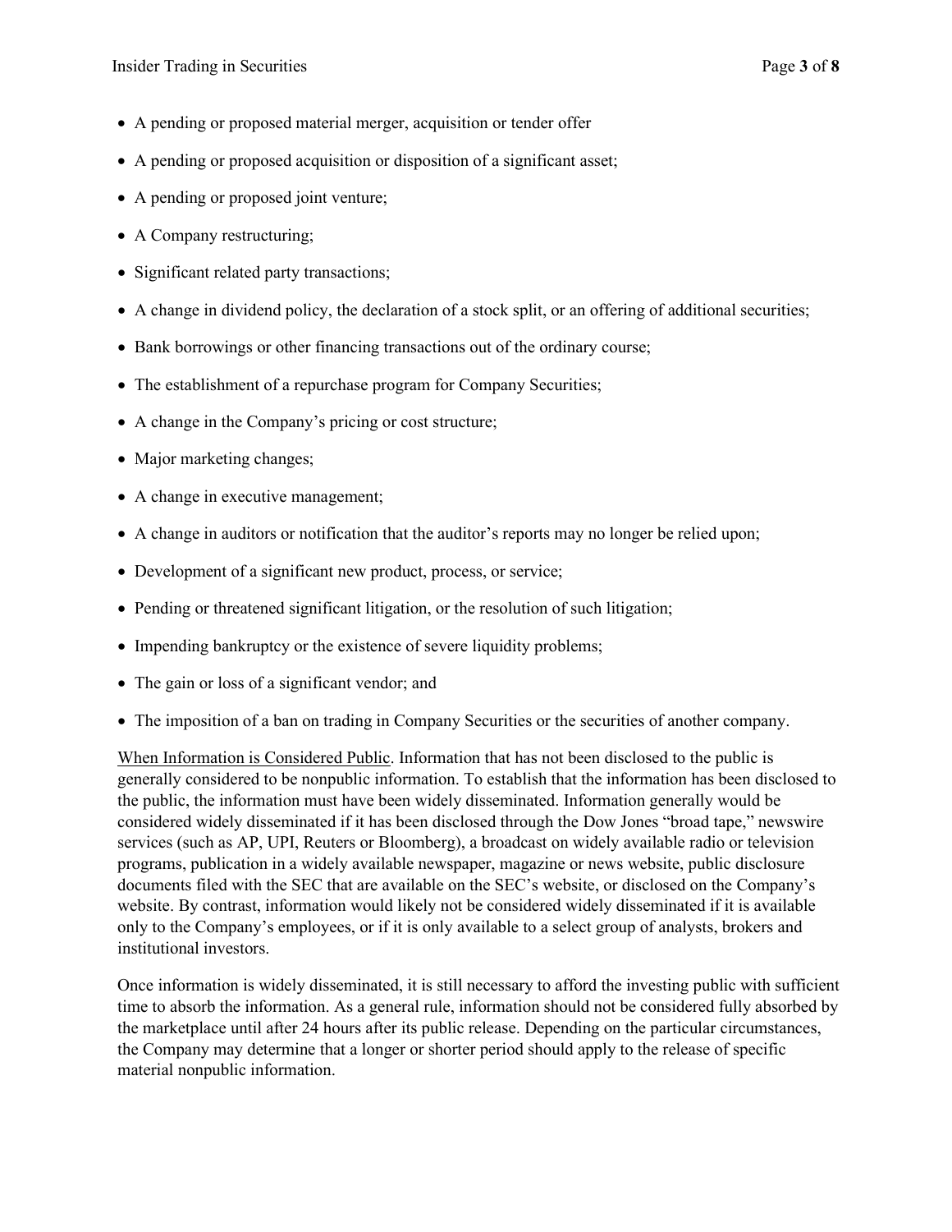- A pending or proposed material merger, acquisition or tender offer
- A pending or proposed acquisition or disposition of a significant asset;
- A pending or proposed joint venture;
- A Company restructuring;
- Significant related party transactions;
- A change in dividend policy, the declaration of a stock split, or an offering of additional securities;
- Bank borrowings or other financing transactions out of the ordinary course;
- The establishment of a repurchase program for Company Securities;
- A change in the Company's pricing or cost structure;
- Major marketing changes;
- A change in executive management;
- A change in auditors or notification that the auditor's reports may no longer be relied upon;
- Development of a significant new product, process, or service;
- Pending or threatened significant litigation, or the resolution of such litigation;
- Impending bankruptcy or the existence of severe liquidity problems;
- The gain or loss of a significant vendor; and
- The imposition of a ban on trading in Company Securities or the securities of another company.

<u>When Information is Considered Public</u>. Information that has not been disclosed to the public is generally considered to be nonpublic information. To establish that the information has been disclosed to the public, the information must have been widely disseminated. Information generally would be considered widely disseminated if it has been disclosed through the Dow Jones "broad tape," newswire services (such as AP, UPI, Reuters or Bloomberg), a broadcast on widely available radio or television programs, publication in a widely available newspaper, magazine or news website, public disclosure documents filed with the SEC that are available on the SEC's website, or disclosed on the Company's website. By contrast, information would likely not be considered widely disseminated if it is available only to the Company's employees, or if it is only available to a select group of analysts, brokers and institutional investors.

Once information is widely disseminated, it is still necessary to afford the investing public with sufficient time to absorb the information. As a general rule, information should not be considered fully absorbed by the marketplace until after 24 hours after its public release. Depending on the particular circumstances, the Company may determine that a longer or shorter period should apply to the release of specific material nonpublic information.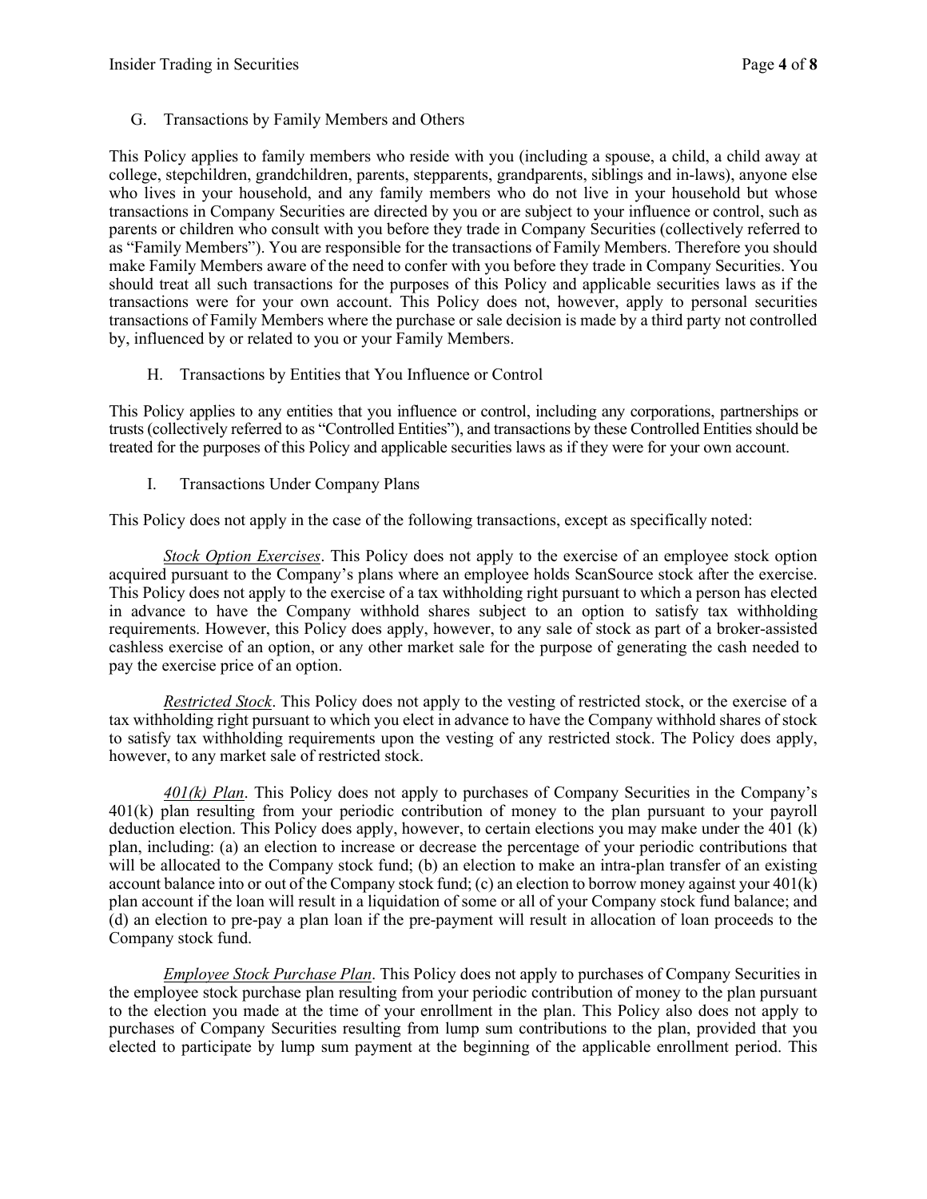### G. Transactions by Family Members and Others

This Policy applies to family members who reside with you (including a spouse, a child, a child away at college, stepchildren, grandchildren, parents, stepparents, grandparents, siblings and in-laws), anyone else who lives in your household, and any family members who do not live in your household but whose transactions in Company Securities are directed by you or are subject to your influence or control, such as parents or children who consult with you before they trade in Company Securities (collectively referred to as "Family Members"). You are responsible for the transactions of Family Members. Therefore you should make Family Members aware of the need to confer with you before they trade in Company Securities. You should treat all such transactions for the purposes of this Policy and applicable securities laws as if the transactions were for your own account. This Policy does not, however, apply to personal securities transactions of Family Members where the purchase or sale decision is made by a third party not controlled by, influenced by or related to you or your Family Members.

### H. Transactions by Entities that You Influence or Control

This Policy applies to any entities that you influence or control, including any corporations, partnerships or trusts (collectively referred to as "Controlled Entities"), and transactions by these Controlled Entities should be treated for the purposes of this Policy and applicable securities laws as if they were for your own account.

### I. Transactions Under Company Plans

This Policy does not apply in the case of the following transactions, except as specifically noted:

*Stock Option Exercises*. This Policy does not apply to the exercise of an employee stock option acquired pursuant to the Company's plans where an employee holds ScanSource stock after the exercise. This Policy does not apply to the exercise of a tax withholding right pursuant to which a person has elected in advance to have the Company withhold shares subject to an option to satisfy tax withholding requirements. However, this Policy does apply, however, to any sale of stock as part of a broker-assisted cashless exercise of an option, or any other market sale for the purpose of generating the cash needed to pay the exercise price of an option.

*Restricted Stock*. This Policy does not apply to the vesting of restricted stock, or the exercise of a tax withholding right pursuant to which you elect in advance to have the Company withhold shares of stock to satisfy tax withholding requirements upon the vesting of any restricted stock. The Policy does apply, however, to any market sale of restricted stock.

*401(k) Plan*. This Policy does not apply to purchases of Company Securities in the Company's 401(k) plan resulting from your periodic contribution of money to the plan pursuant to your payroll deduction election. This Policy does apply, however, to certain elections you may make under the 401 (k) plan, including: (a) an election to increase or decrease the percentage of your periodic contributions that will be allocated to the Company stock fund; (b) an election to make an intra-plan transfer of an existing account balance into or out of the Company stock fund; (c) an election to borrow money against your 401(k) plan account if the loan will result in a liquidation of some or all of your Company stock fund balance; and (d) an election to pre-pay a plan loan if the pre-payment will result in allocation of loan proceeds to the Company stock fund.

*Employee Stock Purchase Plan*. This Policy does not apply to purchases of Company Securities in the employee stock purchase plan resulting from your periodic contribution of money to the plan pursuant to the election you made at the time of your enrollment in the plan. This Policy also does not apply to purchases of Company Securities resulting from lump sum contributions to the plan, provided that you elected to participate by lump sum payment at the beginning of the applicable enrollment period. This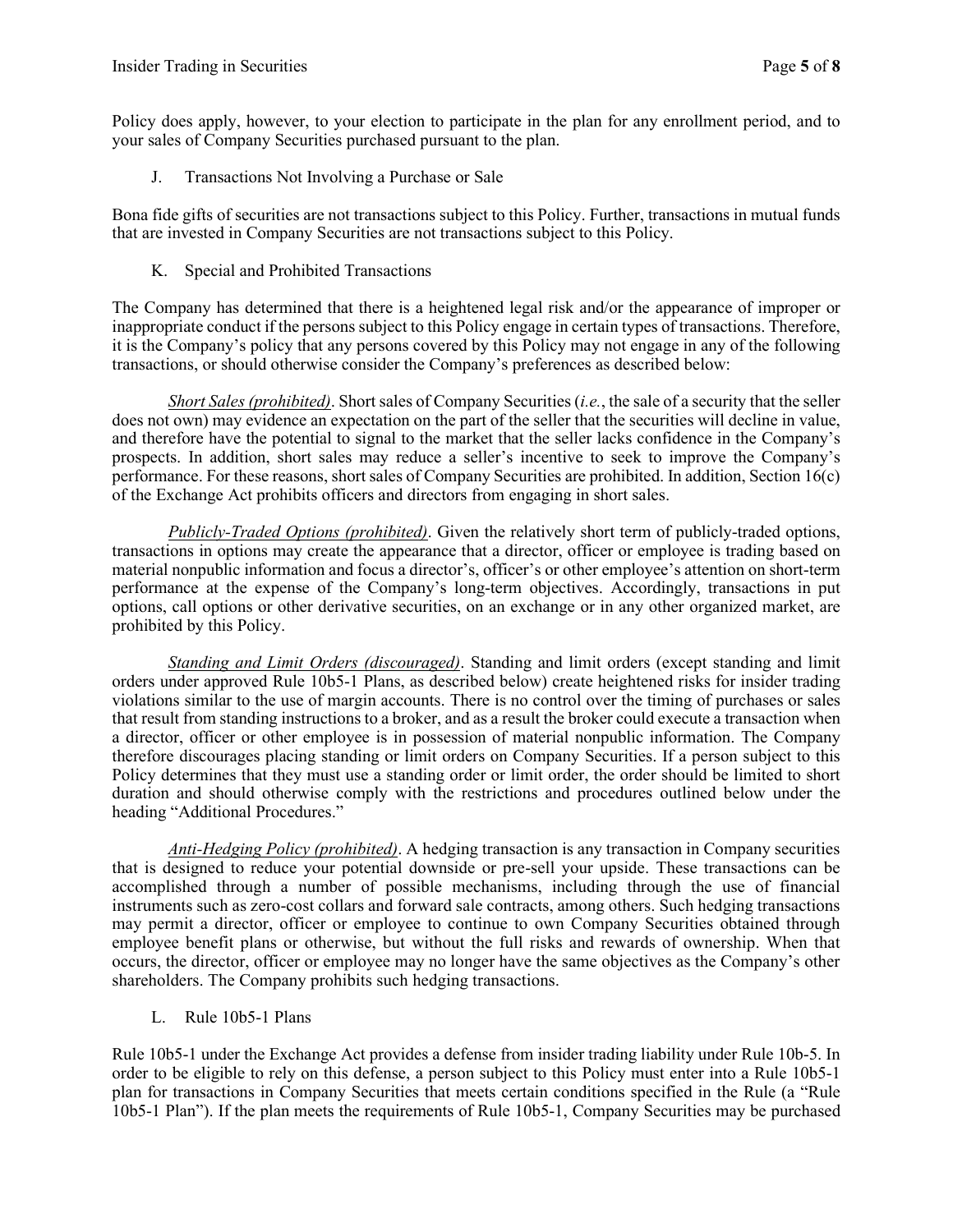Policy does apply, however, to your election to participate in the plan for any enrollment period, and to your sales of Company Securities purchased pursuant to the plan.

### J. Transactions Not Involving a Purchase or Sale

Bona fide gifts of securities are not transactions subject to this Policy. Further, transactions in mutual funds that are invested in Company Securities are not transactions subject to this Policy.

### K. Special and Prohibited Transactions

The Company has determined that there is a heightened legal risk and/or the appearance of improper or inappropriate conduct if the persons subject to this Policy engage in certain types of transactions. Therefore, it is the Company's policy that any persons covered by this Policy may not engage in any of the following transactions, or should otherwise consider the Company's preferences as described below:

*Short Sales (prohibited)*. Short sales of Company Securities (*i.e.*, the sale of a security that the seller does not own) may evidence an expectation on the part of the seller that the securities will decline in value, and therefore have the potential to signal to the market that the seller lacks confidence in the Company's prospects. In addition, short sales may reduce a seller's incentive to seek to improve the Company's performance. For these reasons, short sales of Company Securities are prohibited. In addition, Section 16(c) of the Exchange Act prohibits officers and directors from engaging in short sales.

*Publicly-Traded Options (prohibited)*. Given the relatively short term of publicly-traded options, transactions in options may create the appearance that a director, officer or employee is trading based on material nonpublic information and focus a director's, officer's or other employee's attention on short-term performance at the expense of the Company's long-term objectives. Accordingly, transactions in put options, call options or other derivative securities, on an exchange or in any other organized market, are prohibited by this Policy.

*Standing and Limit Orders (discouraged)*. Standing and limit orders (except standing and limit orders under approved Rule 10b5-1 Plans, as described below) create heightened risks for insider trading violations similar to the use of margin accounts. There is no control over the timing of purchases or sales that result from standing instructions to a broker, and as a result the broker could execute a transaction when a director, officer or other employee is in possession of material nonpublic information. The Company therefore discourages placing standing or limit orders on Company Securities. If a person subject to this Policy determines that they must use a standing order or limit order, the order should be limited to short duration and should otherwise comply with the restrictions and procedures outlined below under the heading "Additional Procedures."

*Anti-Hedging Policy (prohibited)*. A hedging transaction is any transaction in Company securities that is designed to reduce your potential downside or pre-sell your upside. These transactions can be accomplished through a number of possible mechanisms, including through the use of financial instruments such as zero-cost collars and forward sale contracts, among others. Such hedging transactions may permit a director, officer or employee to continue to own Company Securities obtained through employee benefit plans or otherwise, but without the full risks and rewards of ownership. When that occurs, the director, officer or employee may no longer have the same objectives as the Company's other shareholders. The Company prohibits such hedging transactions.

### L. Rule 10b5-1 Plans

Rule 10b5-1 under the Exchange Act provides a defense from insider trading liability under Rule 10b-5. In order to be eligible to rely on this defense, a person subject to this Policy must enter into a Rule 10b5-1 plan for transactions in Company Securities that meets certain conditions specified in the Rule (a "Rule 10b5-1 Plan"). If the plan meets the requirements of Rule 10b5-1, Company Securities may be purchased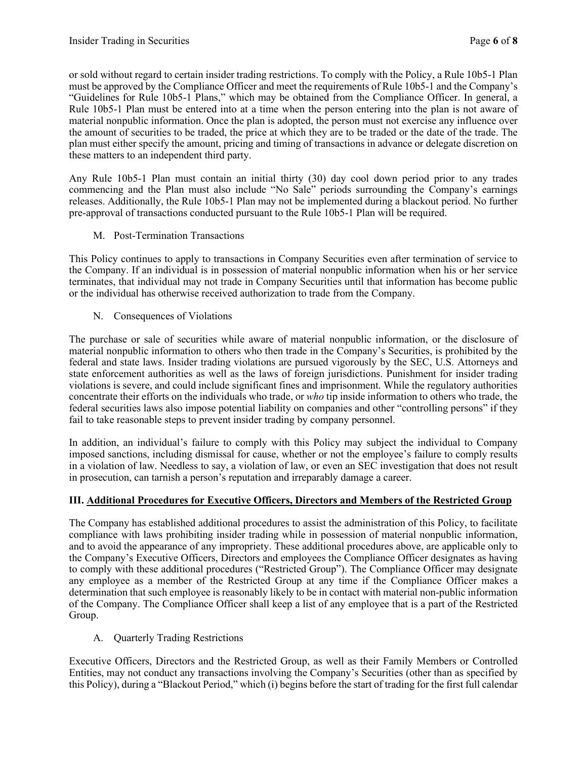or sold without regard to certain insider trading restrictions. To comply with the Policy, a Rule 10b5-1 Plan must be approved by the Compliance Officer and meet the requirements of Rule 10b5-1 and the Company's "Guidelines for Rule 10b5-1 Plans," which may be obtained from the Compliance Officer. In general, a Rule 10b5-1 Plan must be entered into at a time when the person entering into the plan is not aware of material nonpublic information. Once the plan is adopted, the person must not exercise any influence over the amount of securities to be traded, the price at which they are to be traded or the date of the trade. The plan must either specify the amount, pricing and timing of transactions in advance or delegate discretion on these matters to an independent third party.

Any Rule 10b5-1 Plan must contain an initial thirty (30) day cool down period prior to any trades commencing and the Plan must also include "No Sale" periods surrounding the Company's earnings releases. Additionally, the Rule 10b5-1 Plan may not be implemented during a blackout period. No further pre-approval of transactions conducted pursuant to the Rule 10b5-1 Plan will be required.

M. Post-Termination Transactions

This Policy continues to apply to transactions in Company Securities even after termination of service to the Company. If an individual is in possession of material nonpublic information when his or her service terminates, that individual may not trade in Company Securities until that information has become public or the individual has otherwise received authorization to trade from the Company.

N. Consequences of Violations

The purchase or sale of securities while aware of material nonpublic information, or the disclosure of material nonpublic information to others who then trade in the Company's Securities, is prohibited by the federal and state laws. Insider trading violations are pursued vigorously by the SEC, U.S. Attorneys and state enforcement authorities as well as the laws of foreign jurisdictions. Punishment for insider trading violations is severe, and could include significant fines and imprisonment. While the regulatory authorities concentrate their efforts on the individuals who trade, or *who* tip inside information to others who trade, the federal securities laws also impose potential liability on companies and other "controlling persons" if they fail to take reasonable steps to prevent insider trading by company personnel.

In addition, an individual's failure to comply with this Policy may subject the individual to Company imposed sanctions, including dismissal for cause, whether or not the employee's failure to comply results in a violation of law. Needless to say, a violation of law, or even an SEC investigation that does not result in prosecution, can tarnish a person's reputation and irreparably damage a career.

## III. <u>Additional Procedures for Executive Officers, Directors and Members of the Restricted Group</u>

The Company has established additional procedures to assist the administration of this Policy, to facilitate compliance with laws prohibiting insider trading while in possession of material nonpublic information, and to avoid the appearance of any impropriety. These additional procedures above, are applicable only to the Company's Executive Officers, Directors and employees the Compliance Officer designates as having to comply with these additional procedures ("Restricted Group"). The Compliance Officer may designate any employee as a member of the Restricted Group at any time if the Compliance Officer makes a determination that such employee is reasonably likely to be in contact with material non-public information of the Company. The Compliance Officer shall keep a list of any employee that is a part of the Restricted Group.

A. Quarterly Trading Restrictions

Executive Officers, Directors and the Restricted Group, as well as their Family Members or Controlled Entities, may not conduct any transactions involving the Company's Securities (other than as specified by this Policy), during a "Blackout Period," which (i) begins before the start of trading for the first full calendar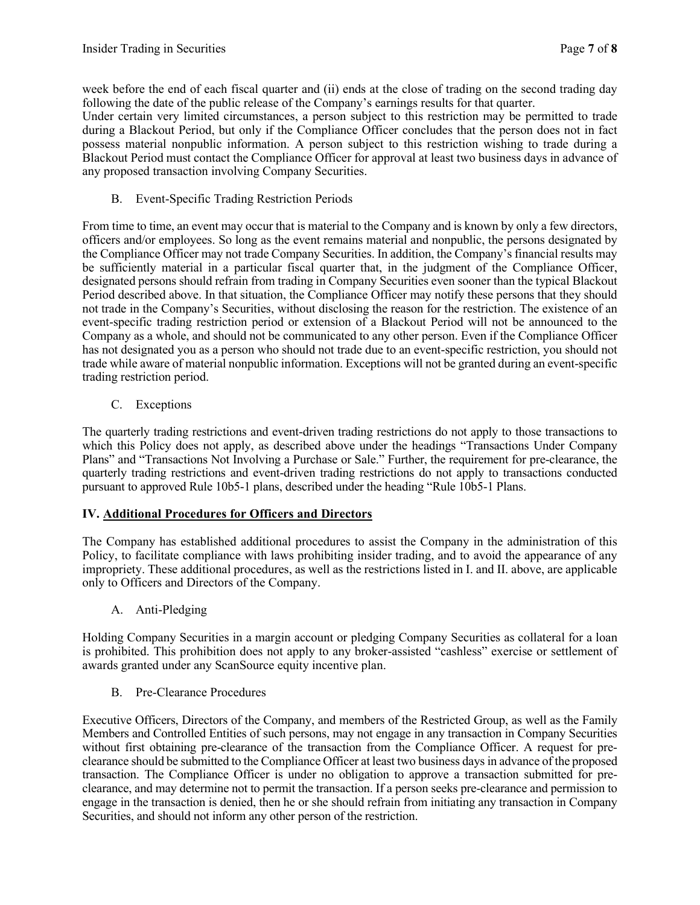week before the end of each fiscal quarter and (ii) ends at the close of trading on the second trading day following the date of the public release of the Company's earnings results for that quarter.
Under certain very limited circumstances, a person subject to this restriction may be permitted to trade during a Blackout Period, but only if the Compliance Officer concludes that the person does not in fact possess material nonpublic information. A person subject to this restriction wishing to trade during a Blackout Period must contact the Compliance Officer for approval at least two business days in advance of any proposed transaction involving Company Securities.

B. Event-Specific Trading Restriction Periods

From time to time, an event may occur that is material to the Company and is known by only a few directors, officers and/or employees. So long as the event remains material and nonpublic, the persons designated by the Compliance Officer may not trade Company Securities. In addition, the Company's financial results may be sufficiently material in a particular fiscal quarter that, in the judgment of the Compliance Officer, designated persons should refrain from trading in Company Securities even sooner than the typical Blackout Period described above. In that situation, the Compliance Officer may notify these persons that they should not trade in the Company's Securities, without disclosing the reason for the restriction. The existence of an event-specific trading restriction period or extension of a Blackout Period will not be announced to the Company as a whole, and should not be communicated to any other person. Even if the Compliance Officer has not designated you as a person who should not trade due to an event-specific restriction, you should not trade while aware of material nonpublic information. Exceptions will not be granted during an event-specific trading restriction period.

C. Exceptions

The quarterly trading restrictions and event-driven trading restrictions do not apply to those transactions to which this Policy does not apply, as described above under the headings "Transactions Under Company Plans" and "Transactions Not Involving a Purchase or Sale." Further, the requirement for pre-clearance, the quarterly trading restrictions and event-driven trading restrictions do not apply to transactions conducted pursuant to approved Rule 10b5-1 plans, described under the heading "Rule 10b5-1 Plans.

## IV. Additional Procedures for Officers and Directors

The Company has established additional procedures to assist the Company in the administration of this Policy, to facilitate compliance with laws prohibiting insider trading, and to avoid the appearance of any impropriety. These additional procedures, as well as the restrictions listed in I. and II. above, are applicable only to Officers and Directors of the Company.

A. Anti-Pledging

Holding Company Securities in a margin account or pledging Company Securities as collateral for a loan is prohibited. This prohibition does not apply to any broker-assisted "cashless" exercise or settlement of awards granted under any ScanSource equity incentive plan.

B. Pre-Clearance Procedures

Executive Officers, Directors of the Company, and members of the Restricted Group, as well as the Family Members and Controlled Entities of such persons, may not engage in any transaction in Company Securities without first obtaining pre-clearance of the transaction from the Compliance Officer. A request for pre-clearance should be submitted to the Compliance Officer at least two business days in advance of the proposed transaction. The Compliance Officer is under no obligation to approve a transaction submitted for pre-clearance, and may determine not to permit the transaction. If a person seeks pre-clearance and permission to engage in the transaction is denied, then he or she should refrain from initiating any transaction in Company Securities, and should not inform any other person of the restriction.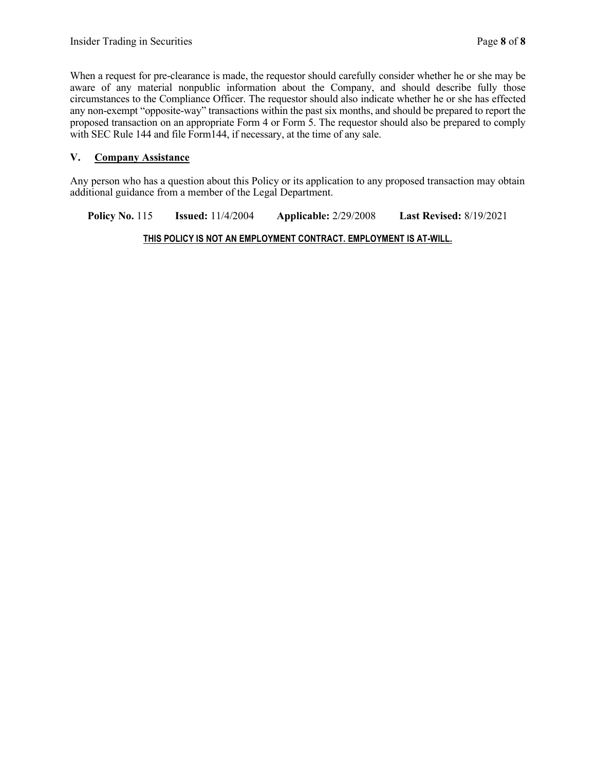When a request for pre-clearance is made, the requestor should carefully consider whether he or she may be aware of any material nonpublic information about the Company, and should describe fully those circumstances to the Compliance Officer. The requestor should also indicate whether he or she has effected any non-exempt "opposite-way" transactions within the past six months, and should be prepared to report the proposed transaction on an appropriate Form 4 or Form 5. The requestor should also be prepared to comply with SEC Rule 144 and file Form144, if necessary, at the time of any sale.

## V. Company Assistance

Any person who has a question about this Policy or its application to any proposed transaction may obtain additional guidance from a member of the Legal Department.

**Policy No.** 115 **Issued:** 11/4/2004 **Applicable:** 2/29/2008 **Last Revised:** 8/19/2021

**THIS POLICY IS NOT AN EMPLOYMENT CONTRACT. EMPLOYMENT IS AT-WILL.**